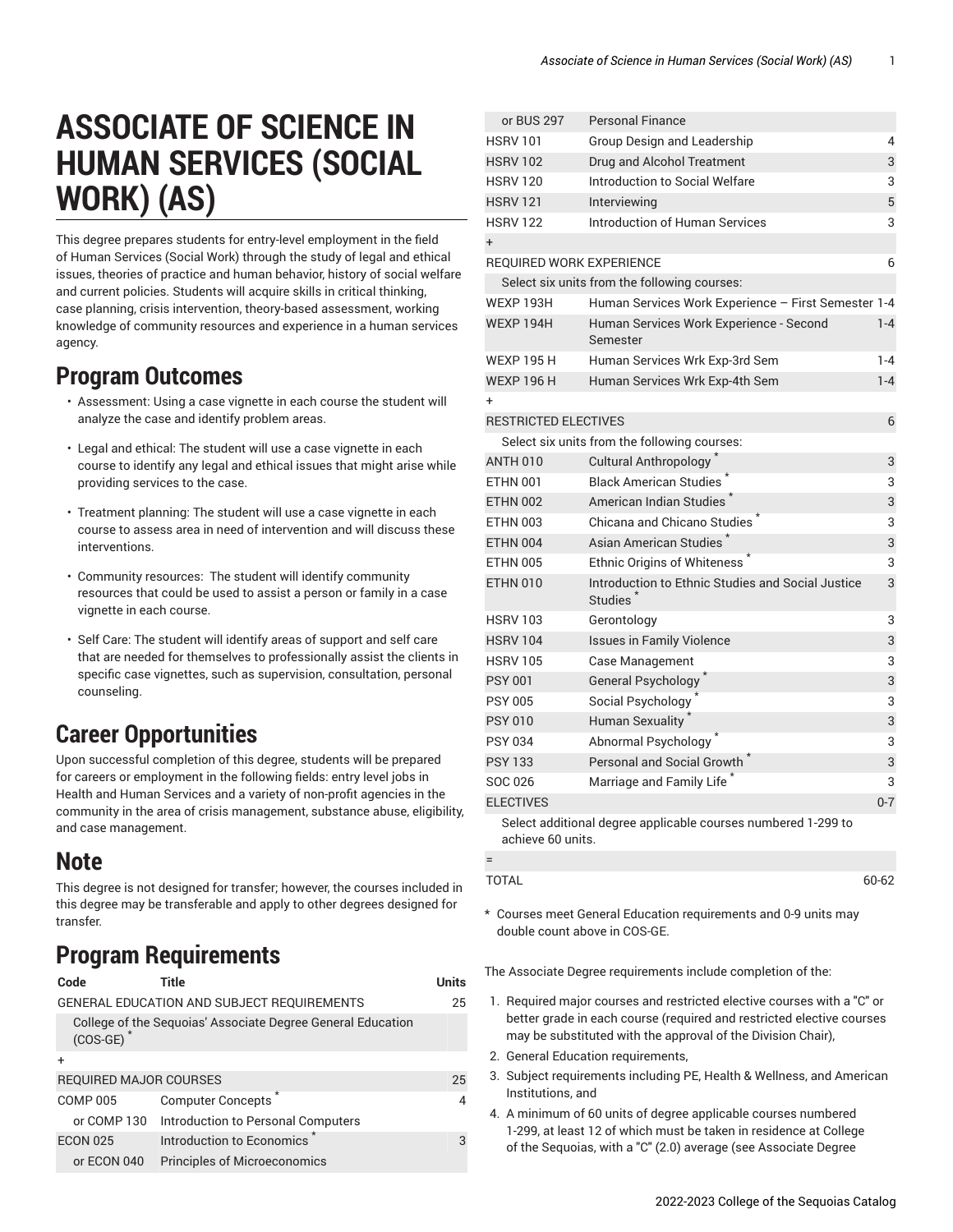# ASSOCIATE OF SCIENCE IN HUMAN SERVICES (SOCIAL WORK) (AS)

This degree prepares students for entry-level employment in the field of Human Services (Social Work) through the study of legal and ethical issues, theories of practice and human behavior, history of social welfare and current policies. Students will acquire skills in critical thinking, case planning, crisis intervention, theory-based assessment, working knowledge of community resources and experience in a human services agency.

## Program Outcomes

- Assessment: Using a case vignette in each course the student will analyze the case and identify problem areas.
- Legal and ethical: The student will use a case vignette in each course to identify any legal and ethical issues that might arise while providing services to the case.
- Treatment planning: The student will use a case vignette in each course to assess area in need of intervention and will discuss these interventions.
- Community resources: The student will identify community resources that could be used to assist a person or family in a case vignette in each course.
- Self Care: The student will identify areas of support and self care that are needed for themselves to professionally assist the clients in specific case vignettes, such as supervision, consultation, personal counseling.

## Career Opportunities

Upon successful completion of this degree, students will be prepared for careers or employment in the following fields: entry level jobs in Health and Human Services and a variety of non-profit agencies in the community in the area of crisis management, substance abuse, eligibility, and case management.

## Note

This degree is not designed for transfer; however, the courses included in this degree may be transferable and apply to other degrees designed for transfer.

## Program Requirements

| Code | Title | Units |
|---|---|---|
| GENERAL EDUCATION AND SUBJECT REQUIREMENTS | | 25 |
| College of the Sequoias' Associate Degree General Education (COS-GE) * | | |
| + | | |
| REQUIRED MAJOR COURSES | | 25 |
| COMP 005 | Computer Concepts * | 4 |
| or COMP 130 | Introduction to Personal Computers | |
| ECON 025 | Introduction to Economics * | 3 |
| or ECON 040 | Principles of Microeconomics | |
| or BUS 297 | Personal Finance | |
| HSRV 101 | Group Design and Leadership | 4 |
| HSRV 102 | Drug and Alcohol Treatment | 3 |
| HSRV 120 | Introduction to Social Welfare | 3 |
| HSRV 121 | Interviewing | 5 |
| HSRV 122 | Introduction of Human Services | 3 |
| + | | |
| REQUIRED WORK EXPERIENCE | | 6 |
| Select six units from the following courses: | | |
| WEXP 193H | Human Services Work Experience – First Semester | 1-4 |
| WEXP 194H | Human Services Work Experience - Second Semester | 1-4 |
| WEXP 195 H | Human Services Wrk Exp-3rd Sem | 1-4 |
| WEXP 196 H | Human Services Wrk Exp-4th Sem | 1-4 |
| + | | |
| RESTRICTED ELECTIVES | | 6 |
| Select six units from the following courses: | | |
| ANTH 010 | Cultural Anthropology * | 3 |
| ETHN 001 | Black American Studies * | 3 |
| ETHN 002 | American Indian Studies * | 3 |
| ETHN 003 | Chicana and Chicano Studies * | 3 |
| ETHN 004 | Asian American Studies * | 3 |
| ETHN 005 | Ethnic Origins of Whiteness * | 3 |
| ETHN 010 | Introduction to Ethnic Studies and Social Justice Studies * | 3 |
| HSRV 103 | Gerontology | 3 |
| HSRV 104 | Issues in Family Violence | 3 |
| HSRV 105 | Case Management | 3 |
| PSY 001 | General Psychology * | 3 |
| PSY 005 | Social Psychology * | 3 |
| PSY 010 | Human Sexuality * | 3 |
| PSY 034 | Abnormal Psychology * | 3 |
| PSY 133 | Personal and Social Growth * | 3 |
| SOC 026 | Marriage and Family Life * | 3 |
| ELECTIVES | | 0-7 |
| Select additional degree applicable courses numbered 1-299 to achieve 60 units. | | |
| = | | |
| TOTAL | | 60-62 |

\* Courses meet General Education requirements and 0-9 units may double count above in COS-GE.

The Associate Degree requirements include completion of the:

1. Required major courses and restricted elective courses with a "C" or better grade in each course (required and restricted elective courses may be substituted with the approval of the Division Chair),
2. General Education requirements,
3. Subject requirements including PE, Health & Wellness, and American Institutions, and
4. A minimum of 60 units of degree applicable courses numbered 1-299, at least 12 of which must be taken in residence at College of the Sequoias, with a "C" (2.0) average (see Associate Degree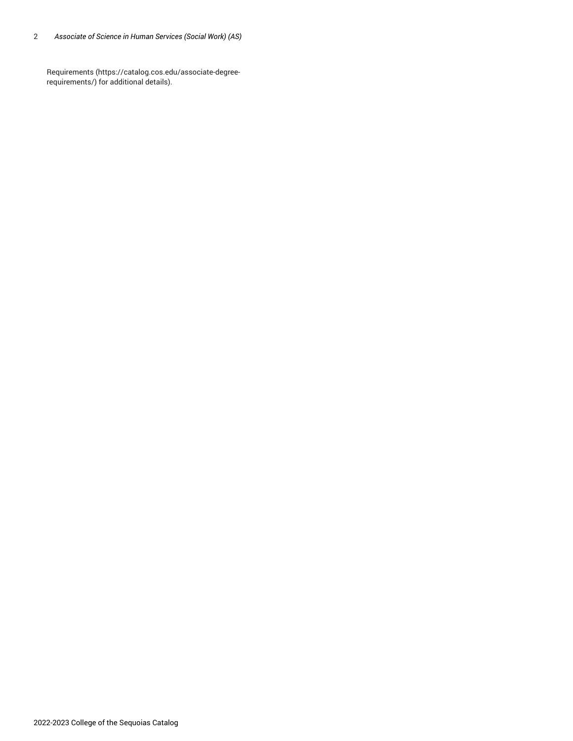Requirements (https://catalog.cos.edu/associate-degree-requirements/) for additional details).